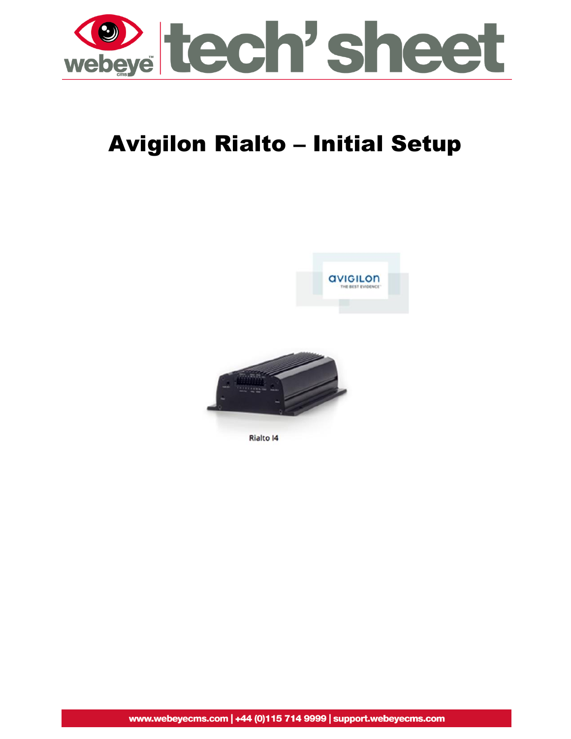# Avigilon Rialto – Initial Setup

Rialto I4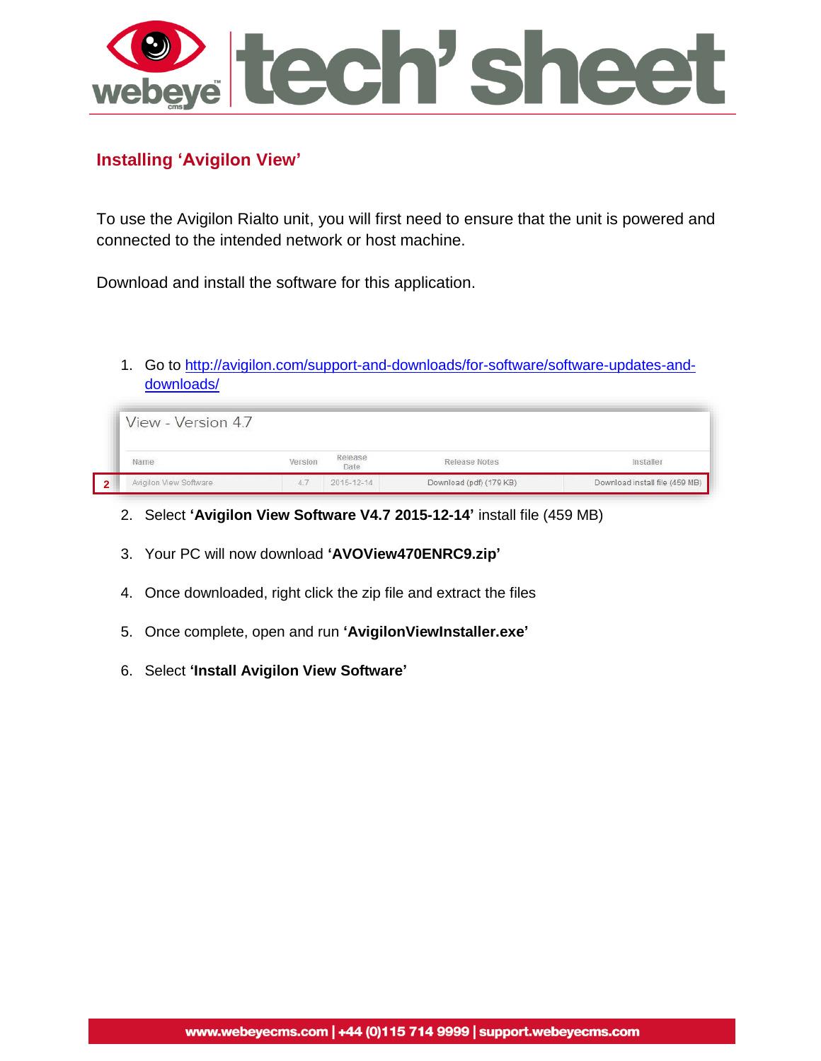## Installing 'Avigilon View'

To use the Avigilon Rialto unit, you will first need to ensure that the unit is powered and connected to the intended network or host machine.

Download and install the software for this application.

1. Go to http://avigilon.com/support-and-downloads/for-software/software-updates-and-downloads/

View - Version 4.7

| Name | Version | Release Date | Release Notes | Installer |
|---|---|---|---|---|
| Avigilon View Software | 4.7 | 2015-12-14 | Download (pdf) (179 KB) | Download install file (459 MB) |

2. Select **'Avigilon View Software V4.7 2015-12-14'** install file (459 MB)
3. Your PC will now download **'AVOView470ENRC9.zip'**
4. Once downloaded, right click the zip file and extract the files
5. Once complete, open and run **'AvigilonViewInstaller.exe'**
6. Select **'Install Avigilon View Software'**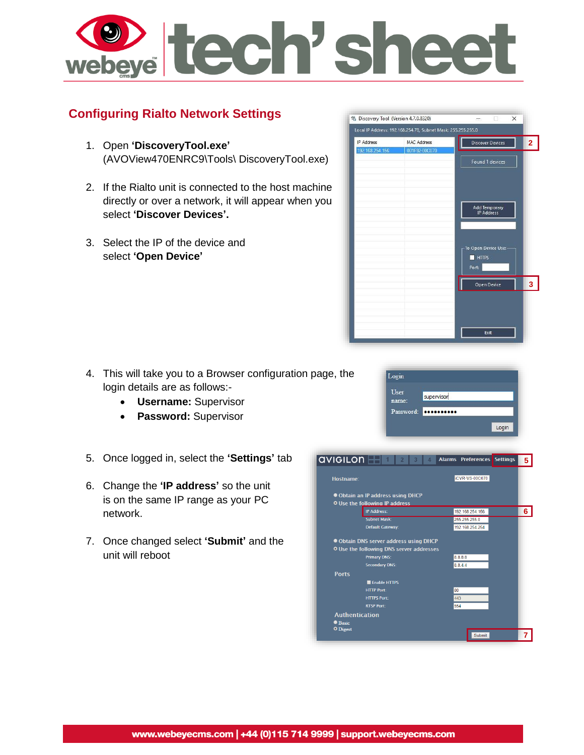## Configuring Rialto Network Settings

1. Open **'DiscoveryTool.exe'** (AVOView470ENRC9\Tools\ DiscoveryTool.exe)

2. If the Rialto unit is connected to the host machine directly or over a network, it will appear when you select **'Discover Devices'.**

3. Select the IP of the device and select **'Open Device'**

4. This will take you to a Browser configuration page, the login details are as follows:-
   - **Username:** Supervisor
   - **Password:** Supervisor

5. Once logged in, select the **'Settings'** tab

6. Change the **'IP address'** so the unit is on the same IP range as your PC network.

7. Once changed select **'Submit'** and the unit will reboot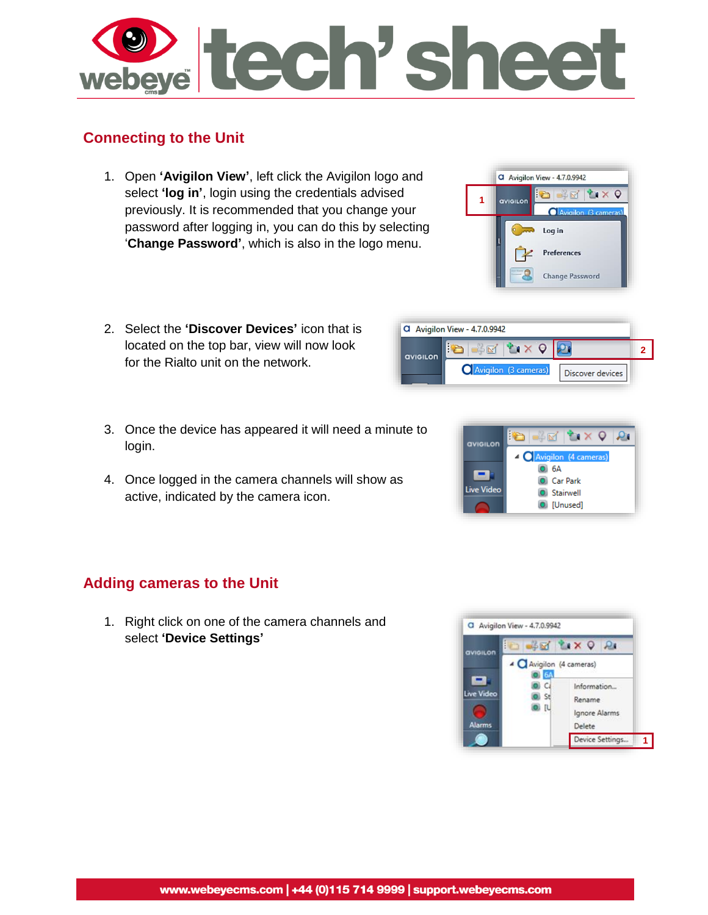## Connecting to the Unit

1. Open **'Avigilon View'**, left click the Avigilon logo and select **'log in'**, login using the credentials advised previously. It is recommended that you change your password after logging in, you can do this by selecting '**Change Password'**, which is also in the logo menu.

2. Select the **'Discover Devices'** icon that is located on the top bar, view will now look for the Rialto unit on the network.

3. Once the device has appeared it will need a minute to login.

4. Once logged in the camera channels will show as active, indicated by the camera icon.

## Adding cameras to the Unit

1. Right click on one of the camera channels and select **'Device Settings'**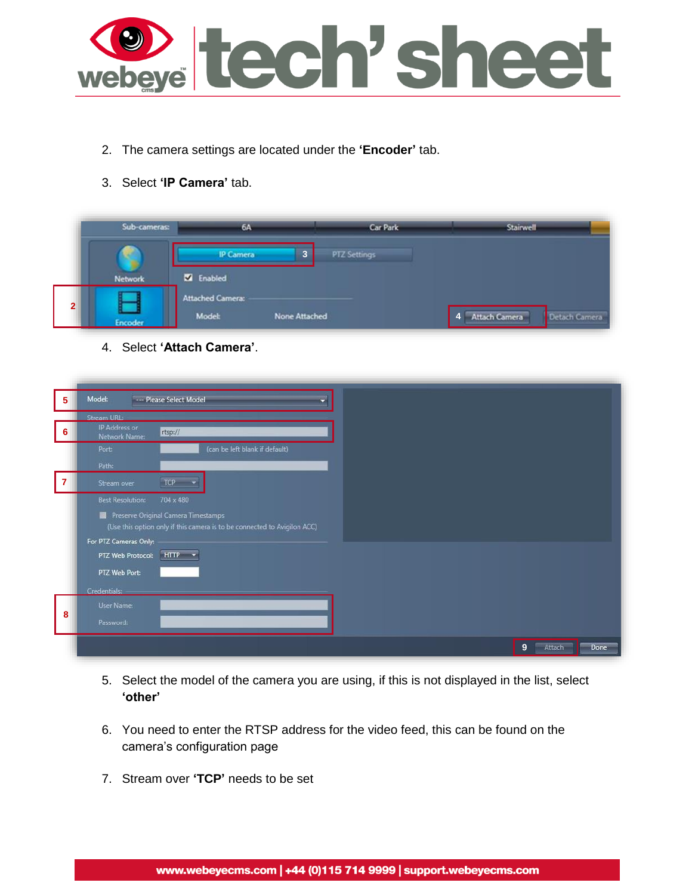2. The camera settings are located under the **'Encoder'** tab.

3. Select **'IP Camera'** tab.

4. Select **'Attach Camera'**.

5. Select the model of the camera you are using, if this is not displayed in the list, select **'other'**

6. You need to enter the RTSP address for the video feed, this can be found on the camera's configuration page

7. Stream over **'TCP'** needs to be set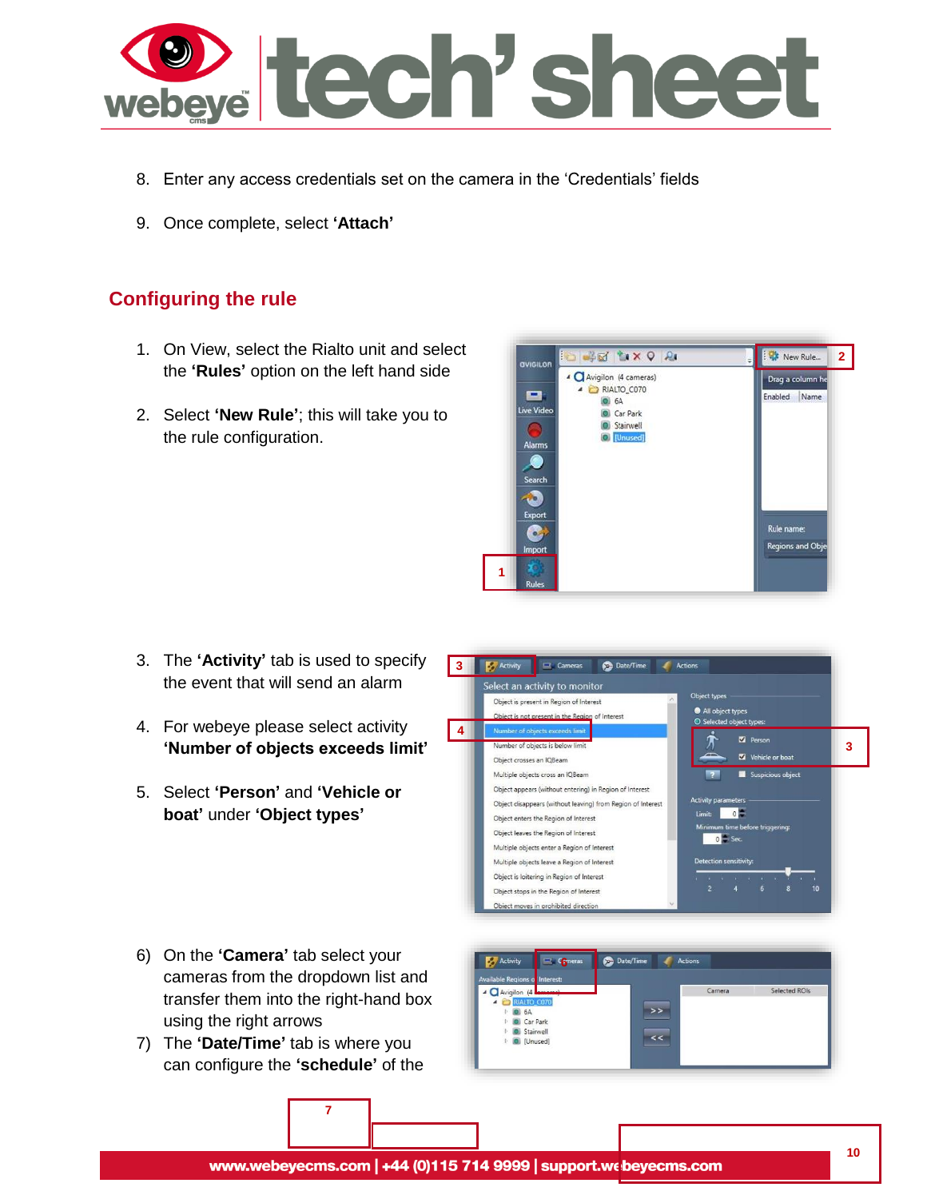8. Enter any access credentials set on the camera in the 'Credentials' fields

9. Once complete, select **'Attach'**

## Configuring the rule

1. On View, select the Rialto unit and select the **'Rules'** option on the left hand side

2. Select **'New Rule'**; this will take you to the rule configuration.

3. The **'Activity'** tab is used to specify the event that will send an alarm

4. For webeye please select activity **'Number of objects exceeds limit'**

5. Select **'Person'** and **'Vehicle or boat'** under **'Object types'**

6) On the **'Camera'** tab select your cameras from the dropdown list and transfer them into the right-hand box using the right arrows

7) The **'Date/Time'** tab is where you can configure the **'schedule'** of the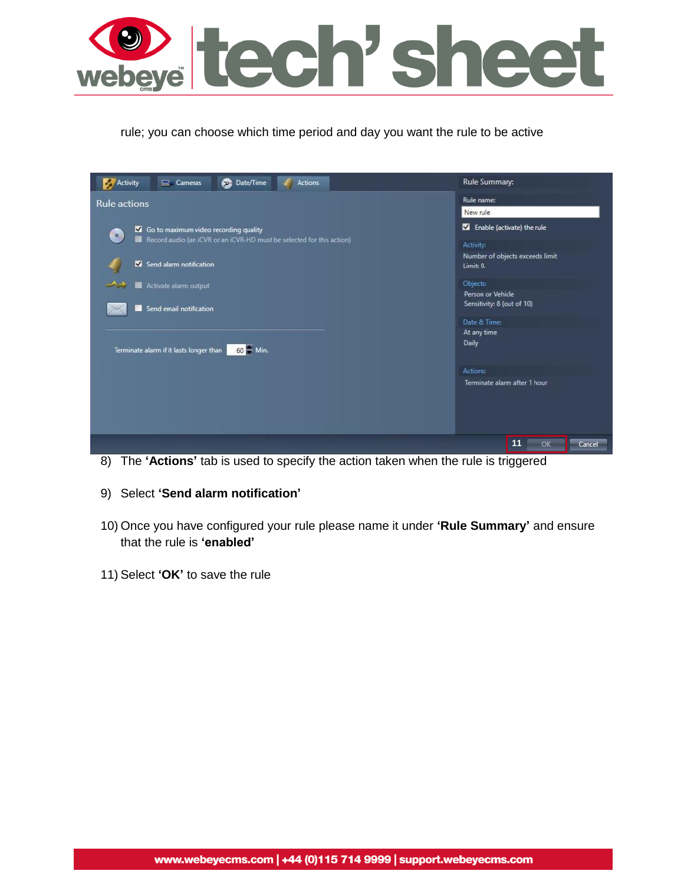rule; you can choose which time period and day you want the rule to be active

8) The **'Actions'** tab is used to specify the action taken when the rule is triggered

9) Select **'Send alarm notification'**

10) Once you have configured your rule please name it under **'Rule Summary'** and ensure that the rule is **'enabled'**

11) Select **'OK'** to save the rule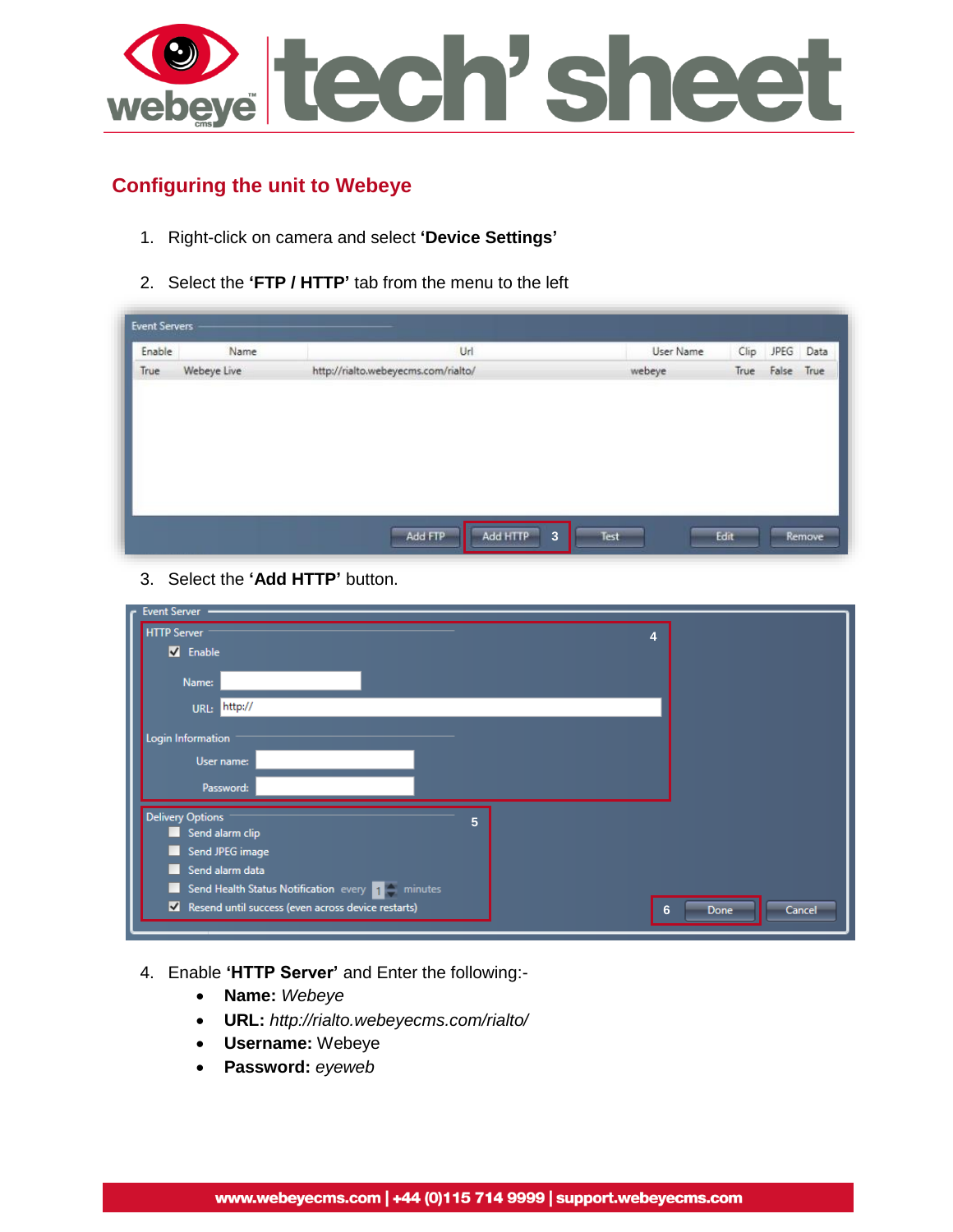## Configuring the unit to Webeye

1. Right-click on camera and select **'Device Settings'**

2. Select the **'FTP / HTTP'** tab from the menu to the left

3. Select the **'Add HTTP'** button.

4. Enable **'HTTP Server'** and Enter the following:-
   - **Name:** *Webeye*
   - **URL:** *http://rialto.webeyecms.com/rialto/*
   - **Username:** Webeye
   - **Password:** *eyeweb*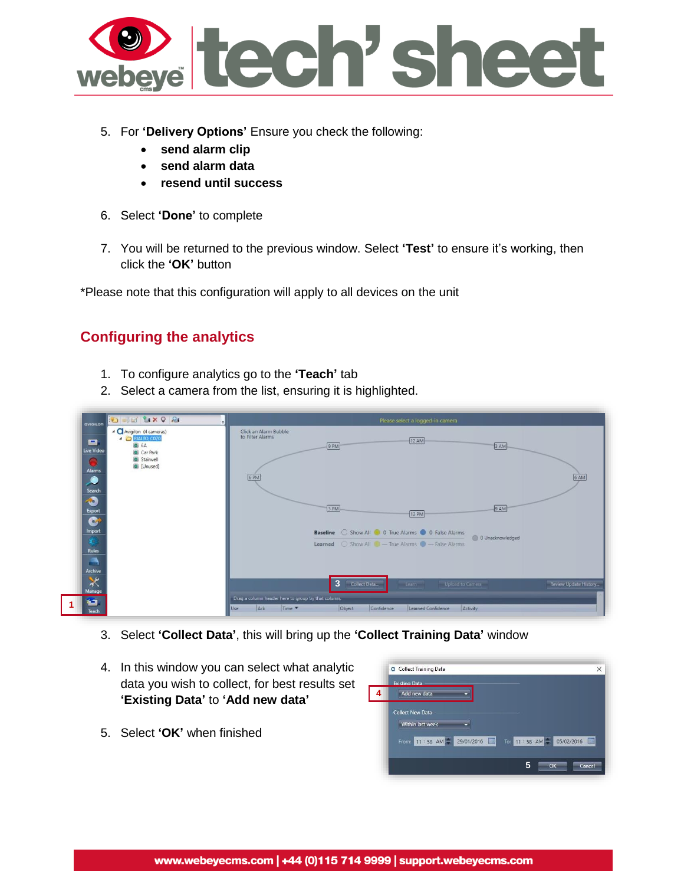5. For **'Delivery Options'** Ensure you check the following:
    - **send alarm clip**
    - **send alarm data**
    - **resend until success**

6. Select **'Done'** to complete

7. You will be returned to the previous window. Select **'Test'** to ensure it's working, then click the **'OK'** button

*Please note that this configuration will apply to all devices on the unit

## Configuring the analytics

1. To configure analytics go to the **'Teach'** tab
2. Select a camera from the list, ensuring it is highlighted.

3. Select **'Collect Data'**, this will bring up the **'Collect Training Data'** window

4. In this window you can select what analytic data you wish to collect, for best results set **'Existing Data'** to **'Add new data'**

5. Select **'OK'** when finished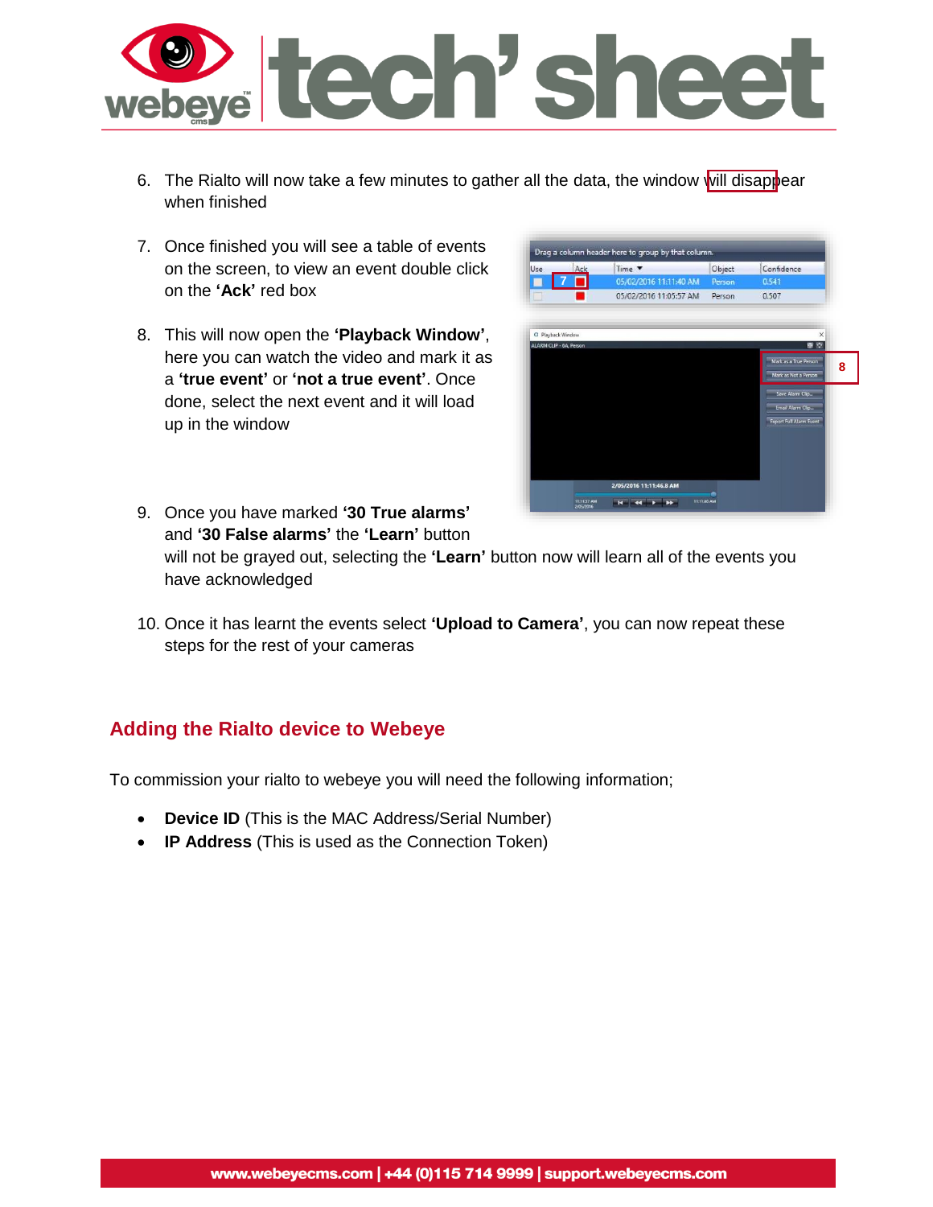6. The Rialto will now take a few minutes to gather all the data, the window will disappear when finished

7. Once finished you will see a table of events on the screen, to view an event double click on the **'Ack'** red box

8. This will now open the **'Playback Window'**, here you can watch the video and mark it as a **'true event'** or **'not a true event'**. Once done, select the next event and it will load up in the window

9. Once you have marked **'30 True alarms'** and **'30 False alarms'** the **'Learn'** button will not be grayed out, selecting the **'Learn'** button now will learn all of the events you have acknowledged

10. Once it has learnt the events select **'Upload to Camera'**, you can now repeat these steps for the rest of your cameras

## Adding the Rialto device to Webeye

To commission your rialto to webeye you will need the following information;

- **Device ID** (This is the MAC Address/Serial Number)
- **IP Address** (This is used as the Connection Token)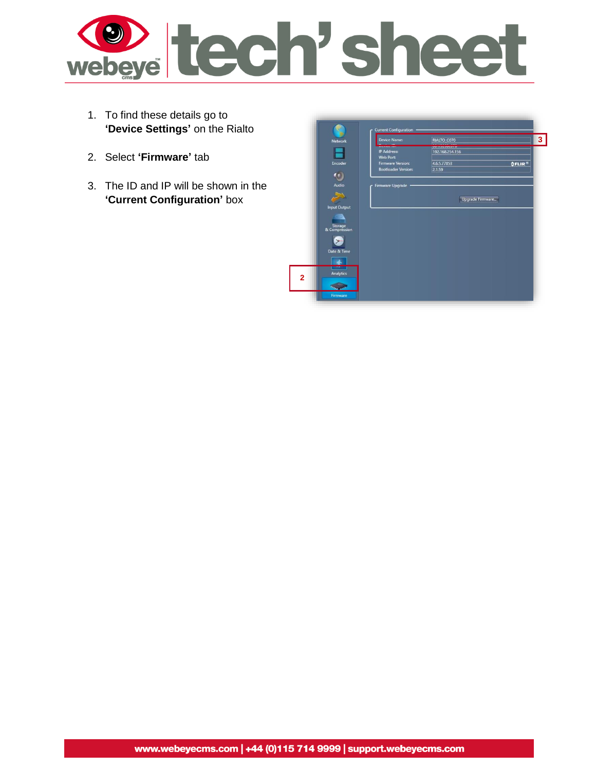1. To find these details go to **'Device Settings'** on the Rialto
2. Select **'Firmware'** tab
3. The ID and IP will be shown in the **'Current Configuration'** box